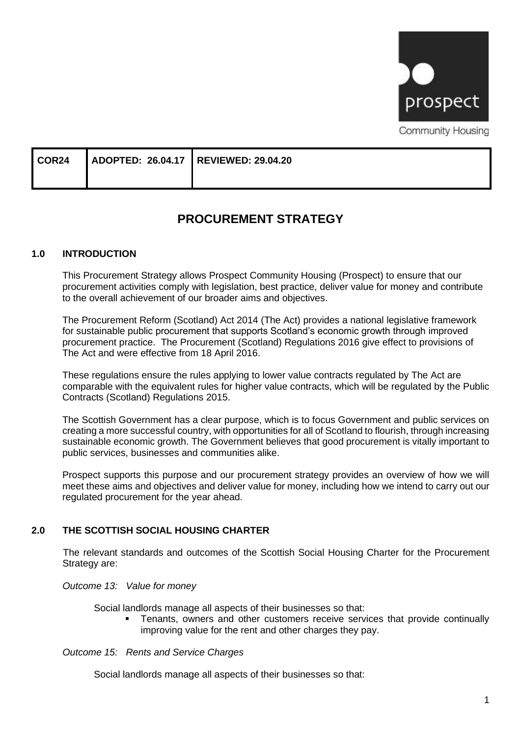prospect

Community Housing

| COR24 | ADOPTED: 26.04.17 | REVIEWED: 29.04.20 |
| --- | --- | --- |

# PROCUREMENT STRATEGY

## 1.0 INTRODUCTION

This Procurement Strategy allows Prospect Community Housing (Prospect) to ensure that our procurement activities comply with legislation, best practice, deliver value for money and contribute to the overall achievement of our broader aims and objectives.

The Procurement Reform (Scotland) Act 2014 (The Act) provides a national legislative framework for sustainable public procurement that supports Scotland's economic growth through improved procurement practice. The Procurement (Scotland) Regulations 2016 give effect to provisions of The Act and were effective from 18 April 2016.

These regulations ensure the rules applying to lower value contracts regulated by The Act are comparable with the equivalent rules for higher value contracts, which will be regulated by the Public Contracts (Scotland) Regulations 2015.

The Scottish Government has a clear purpose, which is to focus Government and public services on creating a more successful country, with opportunities for all of Scotland to flourish, through increasing sustainable economic growth. The Government believes that good procurement is vitally important to public services, businesses and communities alike.

Prospect supports this purpose and our procurement strategy provides an overview of how we will meet these aims and objectives and deliver value for money, including how we intend to carry out our regulated procurement for the year ahead.

## 2.0 THE SCOTTISH SOCIAL HOUSING CHARTER

The relevant standards and outcomes of the Scottish Social Housing Charter for the Procurement Strategy are:

*Outcome 13: Value for money*

Social landlords manage all aspects of their businesses so that:

- Tenants, owners and other customers receive services that provide continually improving value for the rent and other charges they pay.

*Outcome 15: Rents and Service Charges*

Social landlords manage all aspects of their businesses so that: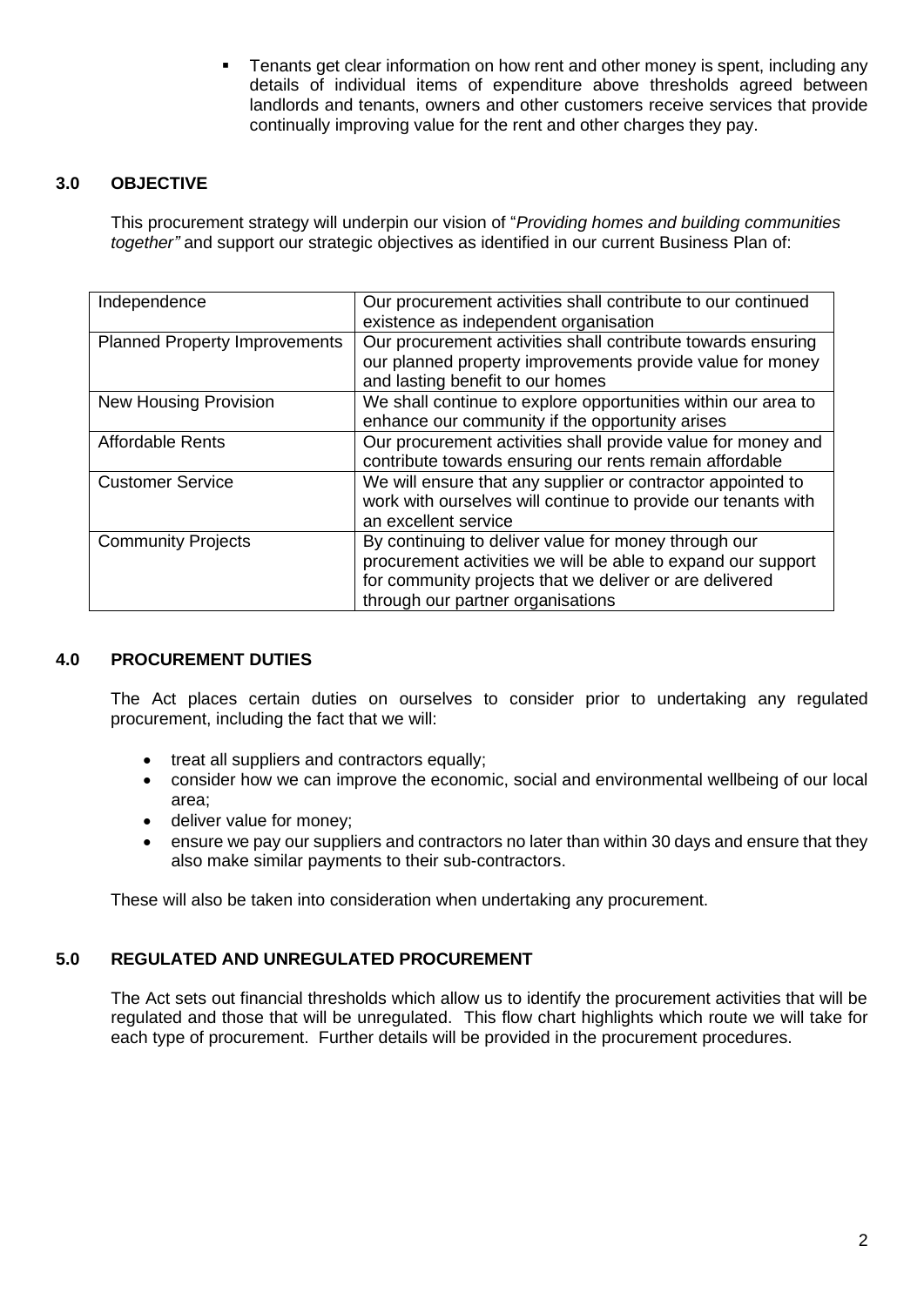- Tenants get clear information on how rent and other money is spent, including any details of individual items of expenditure above thresholds agreed between landlords and tenants, owners and other customers receive services that provide continually improving value for the rent and other charges they pay.

## 3.0 OBJECTIVE

This procurement strategy will underpin our vision of "*Providing homes and building communities together"* and support our strategic objectives as identified in our current Business Plan of:

| | |
|---|---|
| Independence | Our procurement activities shall contribute to our continued existence as independent organisation |
| Planned Property Improvements | Our procurement activities shall contribute towards ensuring our planned property improvements provide value for money and lasting benefit to our homes |
| New Housing Provision | We shall continue to explore opportunities within our area to enhance our community if the opportunity arises |
| Affordable Rents | Our procurement activities shall provide value for money and contribute towards ensuring our rents remain affordable |
| Customer Service | We will ensure that any supplier or contractor appointed to work with ourselves will continue to provide our tenants with an excellent service |
| Community Projects | By continuing to deliver value for money through our procurement activities we will be able to expand our support for community projects that we deliver or are delivered through our partner organisations |

## 4.0 PROCUREMENT DUTIES

The Act places certain duties on ourselves to consider prior to undertaking any regulated procurement, including the fact that we will:

- treat all suppliers and contractors equally;
- consider how we can improve the economic, social and environmental wellbeing of our local area;
- deliver value for money;
- ensure we pay our suppliers and contractors no later than within 30 days and ensure that they also make similar payments to their sub-contractors.

These will also be taken into consideration when undertaking any procurement.

## 5.0 REGULATED AND UNREGULATED PROCUREMENT

The Act sets out financial thresholds which allow us to identify the procurement activities that will be regulated and those that will be unregulated. This flow chart highlights which route we will take for each type of procurement. Further details will be provided in the procurement procedures.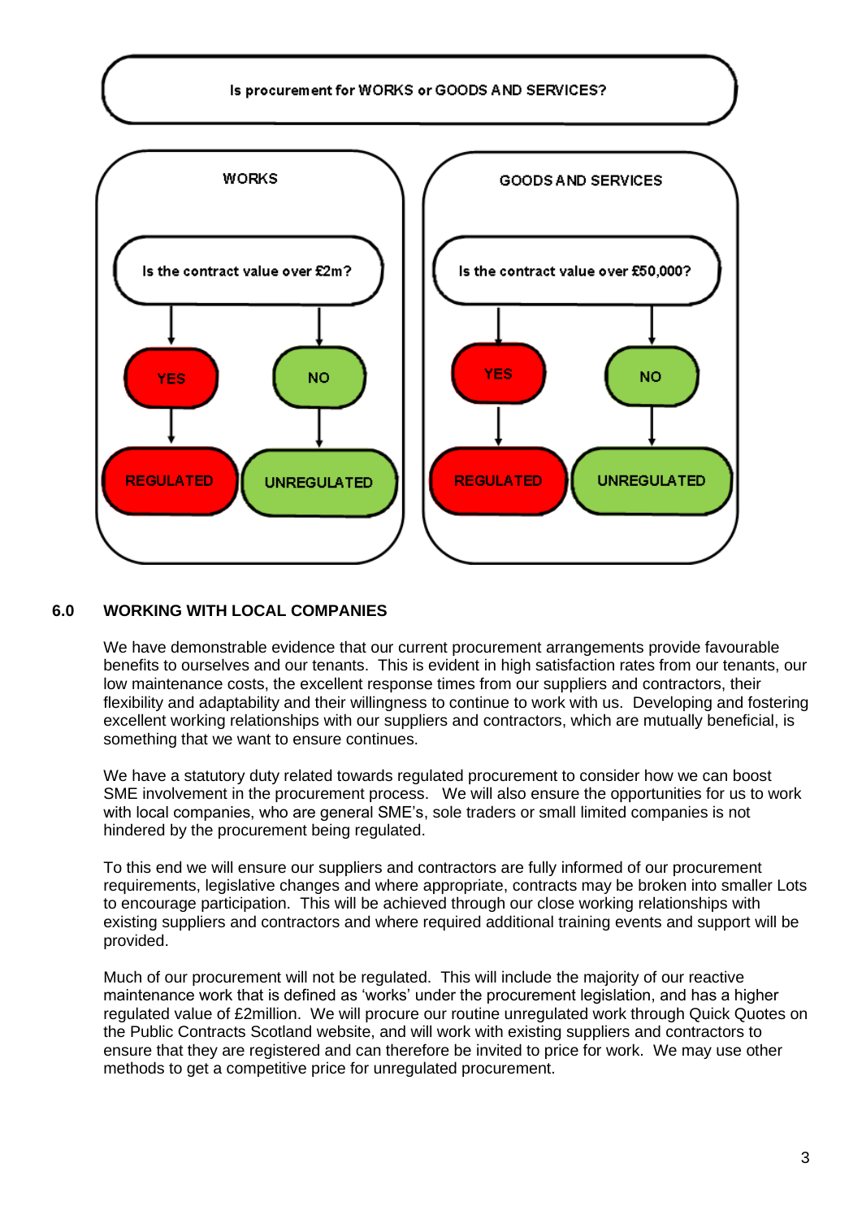Is procurement for WORKS or GOODS AND SERVICES?

| WORKS | GOODS AND SERVICES |
|---|---|
| Is the contract value over £2m? | Is the contract value over £50,000? |
| YES → REGULATED | YES → REGULATED |
| NO → UNREGULATED | NO → UNREGULATED |

## 6.0 WORKING WITH LOCAL COMPANIES

We have demonstrable evidence that our current procurement arrangements provide favourable benefits to ourselves and our tenants. This is evident in high satisfaction rates from our tenants, our low maintenance costs, the excellent response times from our suppliers and contractors, their flexibility and adaptability and their willingness to continue to work with us. Developing and fostering excellent working relationships with our suppliers and contractors, which are mutually beneficial, is something that we want to ensure continues.

We have a statutory duty related towards regulated procurement to consider how we can boost SME involvement in the procurement process. We will also ensure the opportunities for us to work with local companies, who are general SME's, sole traders or small limited companies is not hindered by the procurement being regulated.

To this end we will ensure our suppliers and contractors are fully informed of our procurement requirements, legislative changes and where appropriate, contracts may be broken into smaller Lots to encourage participation. This will be achieved through our close working relationships with existing suppliers and contractors and where required additional training events and support will be provided.

Much of our procurement will not be regulated. This will include the majority of our reactive maintenance work that is defined as 'works' under the procurement legislation, and has a higher regulated value of £2million. We will procure our routine unregulated work through Quick Quotes on the Public Contracts Scotland website, and will work with existing suppliers and contractors to ensure that they are registered and can therefore be invited to price for work. We may use other methods to get a competitive price for unregulated procurement.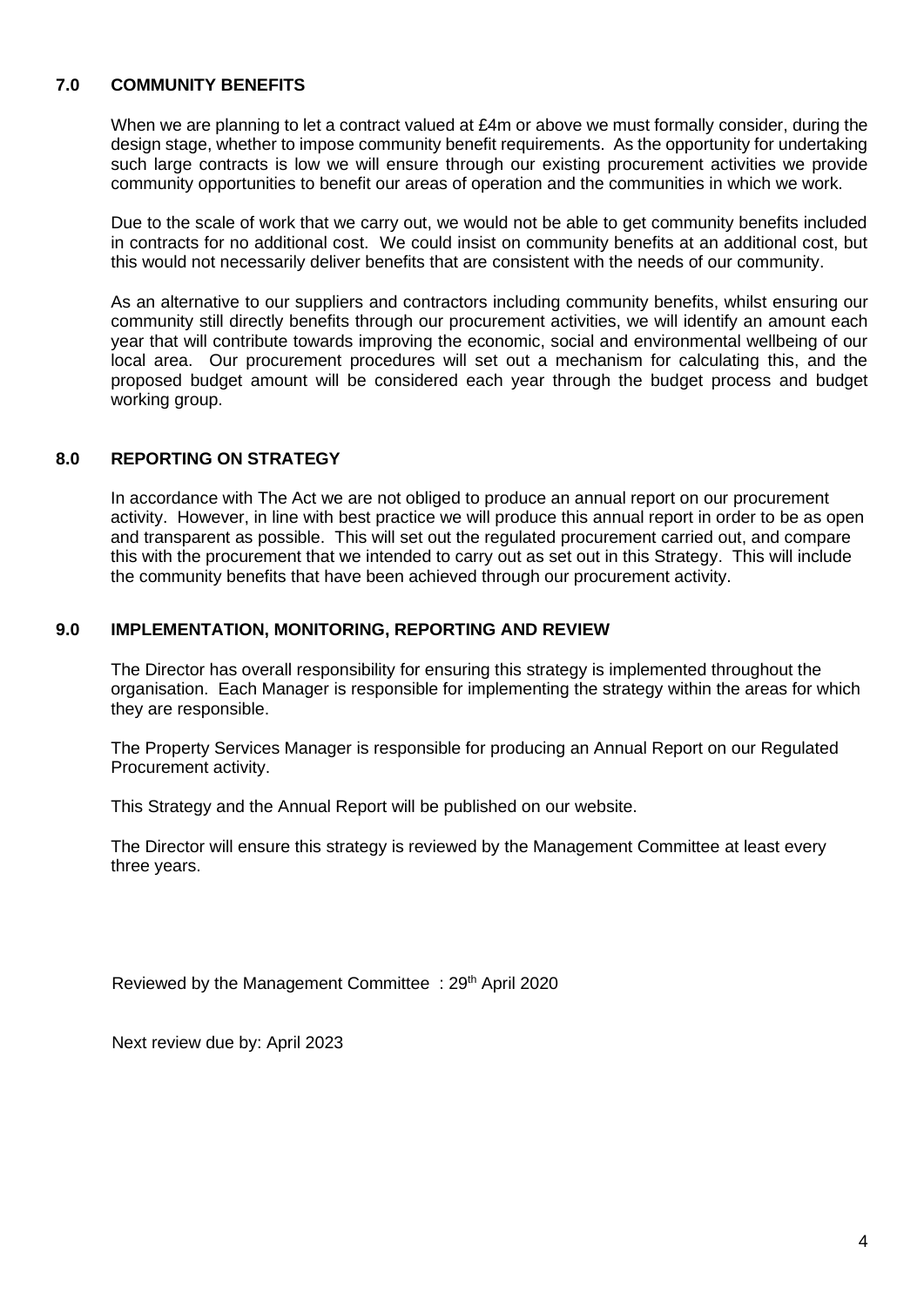## 7.0 COMMUNITY BENEFITS

When we are planning to let a contract valued at £4m or above we must formally consider, during the design stage, whether to impose community benefit requirements. As the opportunity for undertaking such large contracts is low we will ensure through our existing procurement activities we provide community opportunities to benefit our areas of operation and the communities in which we work.

Due to the scale of work that we carry out, we would not be able to get community benefits included in contracts for no additional cost. We could insist on community benefits at an additional cost, but this would not necessarily deliver benefits that are consistent with the needs of our community.

As an alternative to our suppliers and contractors including community benefits, whilst ensuring our community still directly benefits through our procurement activities, we will identify an amount each year that will contribute towards improving the economic, social and environmental wellbeing of our local area. Our procurement procedures will set out a mechanism for calculating this, and the proposed budget amount will be considered each year through the budget process and budget working group.

## 8.0 REPORTING ON STRATEGY

In accordance with The Act we are not obliged to produce an annual report on our procurement activity. However, in line with best practice we will produce this annual report in order to be as open and transparent as possible. This will set out the regulated procurement carried out, and compare this with the procurement that we intended to carry out as set out in this Strategy. This will include the community benefits that have been achieved through our procurement activity.

## 9.0 IMPLEMENTATION, MONITORING, REPORTING AND REVIEW

The Director has overall responsibility for ensuring this strategy is implemented throughout the organisation. Each Manager is responsible for implementing the strategy within the areas for which they are responsible.

The Property Services Manager is responsible for producing an Annual Report on our Regulated Procurement activity.

This Strategy and the Annual Report will be published on our website.

The Director will ensure this strategy is reviewed by the Management Committee at least every three years.

Reviewed by the Management Committee : 29th April 2020

Next review due by: April 2023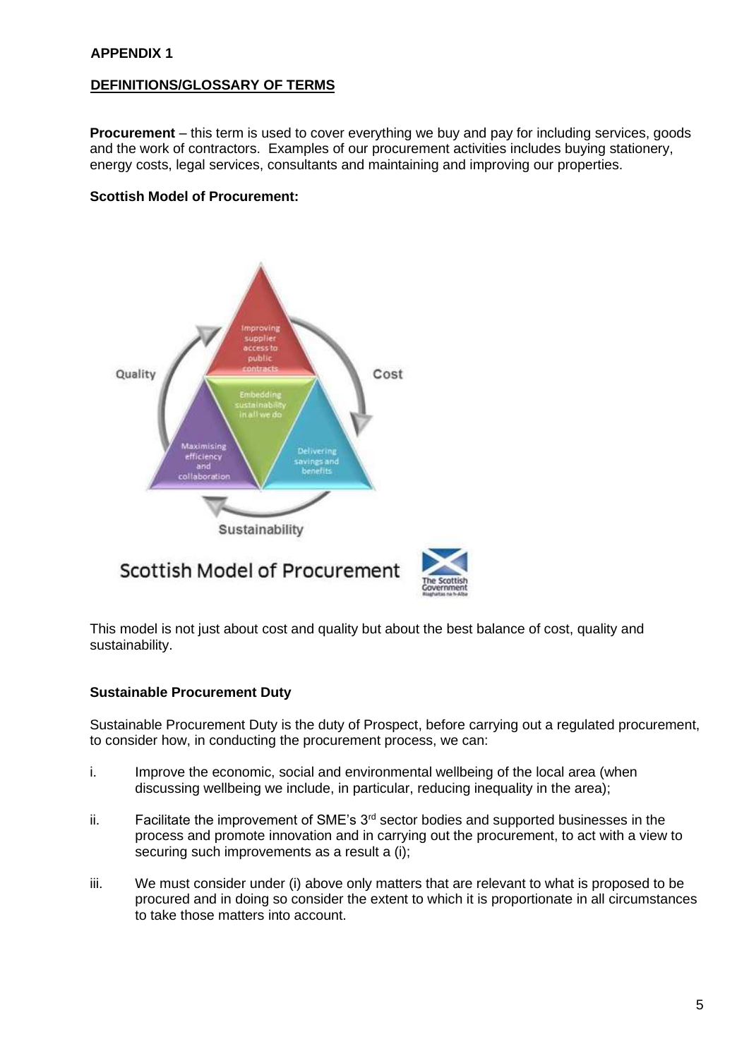**APPENDIX 1**

**DEFINITIONS/GLOSSARY OF TERMS**

**Procurement** – this term is used to cover everything we buy and pay for including services, goods and the work of contractors. Examples of our procurement activities includes buying stationery, energy costs, legal services, consultants and maintaining and improving our properties.

**Scottish Model of Procurement:**

This model is not just about cost and quality but about the best balance of cost, quality and sustainability.

**Sustainable Procurement Duty**

Sustainable Procurement Duty is the duty of Prospect, before carrying out a regulated procurement, to consider how, in conducting the procurement process, we can:

i. Improve the economic, social and environmental wellbeing of the local area (when discussing wellbeing we include, in particular, reducing inequality in the area);

ii. Facilitate the improvement of SME's 3rd sector bodies and supported businesses in the process and promote innovation and in carrying out the procurement, to act with a view to securing such improvements as a result a (i);

iii. We must consider under (i) above only matters that are relevant to what is proposed to be procured and in doing so consider the extent to which it is proportionate in all circumstances to take those matters into account.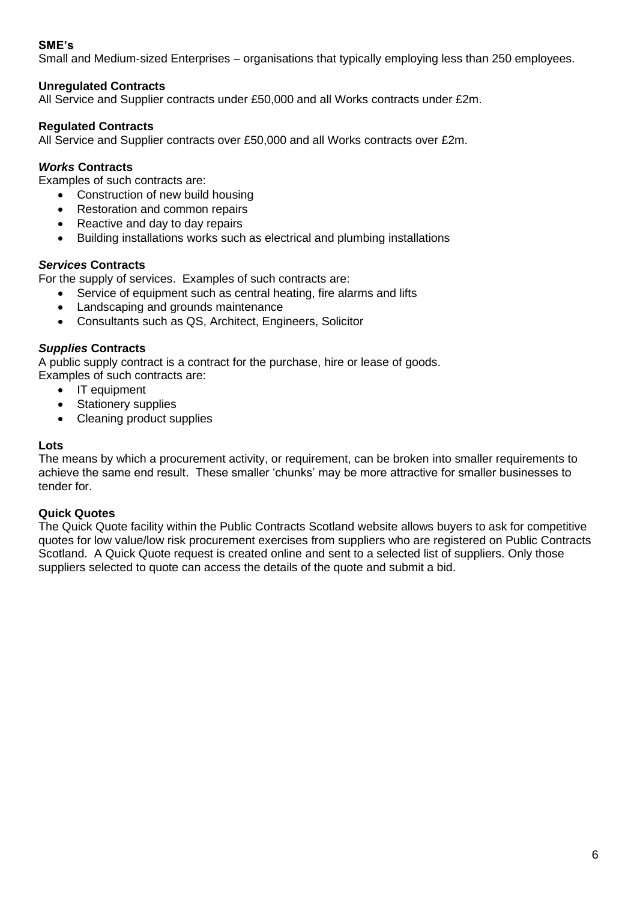**SME's**
Small and Medium-sized Enterprises – organisations that typically employing less than 250 employees.

**Unregulated Contracts**
All Service and Supplier contracts under £50,000 and all Works contracts under £2m.

**Regulated Contracts**
All Service and Supplier contracts over £50,000 and all Works contracts over £2m.

***Works* Contracts**
Examples of such contracts are:

- Construction of new build housing
- Restoration and common repairs
- Reactive and day to day repairs
- Building installations works such as electrical and plumbing installations

***Services* Contracts**
For the supply of services. Examples of such contracts are:

- Service of equipment such as central heating, fire alarms and lifts
- Landscaping and grounds maintenance
- Consultants such as QS, Architect, Engineers, Solicitor

***Supplies* Contracts**
A public supply contract is a contract for the purchase, hire or lease of goods.
Examples of such contracts are:

- IT equipment
- Stationery supplies
- Cleaning product supplies

**Lots**
The means by which a procurement activity, or requirement, can be broken into smaller requirements to achieve the same end result. These smaller 'chunks' may be more attractive for smaller businesses to tender for.

**Quick Quotes**
The Quick Quote facility within the Public Contracts Scotland website allows buyers to ask for competitive quotes for low value/low risk procurement exercises from suppliers who are registered on Public Contracts Scotland. A Quick Quote request is created online and sent to a selected list of suppliers. Only those suppliers selected to quote can access the details of the quote and submit a bid.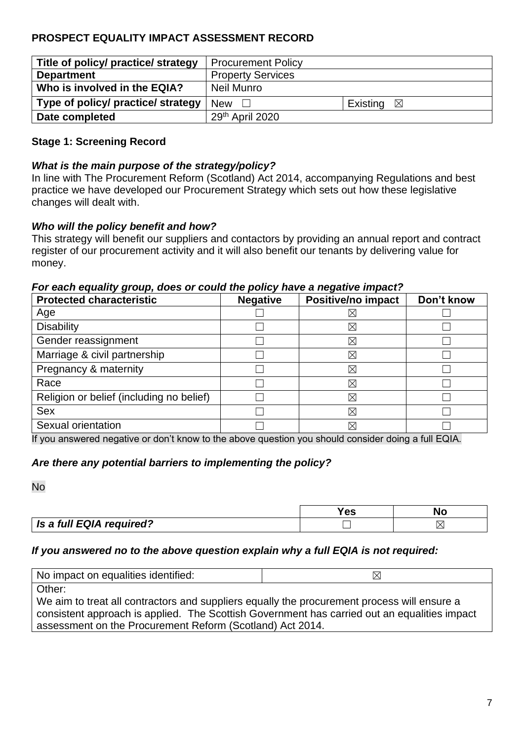## PROSPECT EQUALITY IMPACT ASSESSMENT RECORD

| | | |
|---|---|---|
| **Title of policy/ practice/ strategy** | Procurement Policy | |
| **Department** | Property Services | |
| **Who is involved in the EQIA?** | Neil Munro | |
| **Type of policy/ practice/ strategy** | New ☐ | Existing ☒ |
| **Date completed** | 29th April 2020 | |

### Stage 1: Screening Record

***What is the main purpose of the strategy/policy?***

In line with The Procurement Reform (Scotland) Act 2014, accompanying Regulations and best practice we have developed our Procurement Strategy which sets out how these legislative changes will dealt with.

***Who will the policy benefit and how?***

This strategy will benefit our suppliers and contactors by providing an annual report and contract register of our procurement activity and it will also benefit our tenants by delivering value for money.

***For each equality group, does or could the policy have a negative impact?***

| Protected characteristic | Negative | Positive/no impact | Don't know |
|---|---|---|---|
| Age | ☐ | ☒ | ☐ |
| Disability | ☐ | ☒ | ☐ |
| Gender reassignment | ☐ | ☒ | ☐ |
| Marriage & civil partnership | ☐ | ☒ | ☐ |
| Pregnancy & maternity | ☐ | ☒ | ☐ |
| Race | ☐ | ☒ | ☐ |
| Religion or belief (including no belief) | ☐ | ☒ | ☐ |
| Sex | ☐ | ☒ | ☐ |
| Sexual orientation | ☐ | ☒ | ☐ |

If you answered negative or don't know to the above question you should consider doing a full EQIA.

***Are there any potential barriers to implementing the policy?***

No

| | Yes | No |
|---|---|---|
| ***Is a full EQIA required?*** | ☐ | ☒ |

***If you answered no to the above question explain why a full EQIA is not required:***

| | |
|---|---|
| No impact on equalities identified: | ☒ |
| Other:<br>We aim to treat all contractors and suppliers equally the procurement process will ensure a consistent approach is applied. The Scottish Government has carried out an equalities impact assessment on the Procurement Reform (Scotland) Act 2014. | |